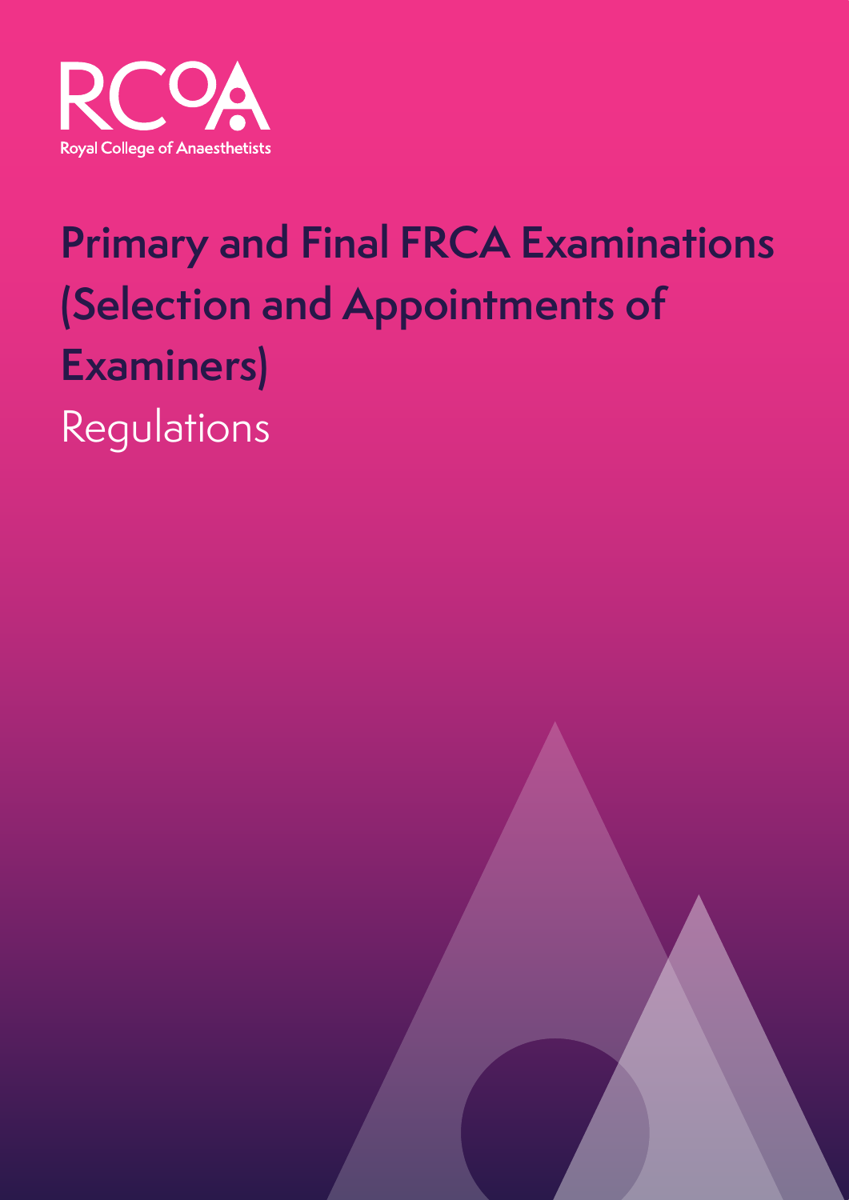RCoA

Royal College of Anaesthetists

# Primary and Final FRCA Examinations (Selection and Appointments of Examiners)

Regulations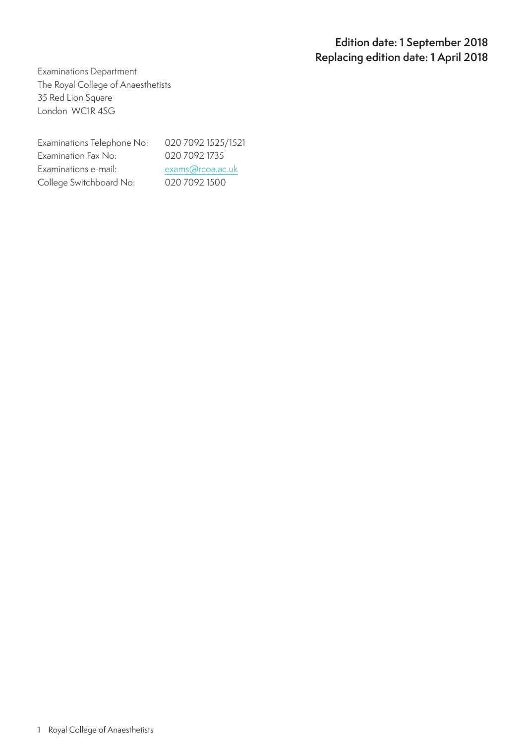**Edition date: 1 September 2018**
**Replacing edition date: 1 April 2018**

Examinations Department
The Royal College of Anaesthetists
35 Red Lion Square
London WC1R 4SG

| | |
|---|---|
| Examinations Telephone No: | 020 7092 1525/1521 |
| Examination Fax No: | 020 7092 1735 |
| Examinations e-mail: | exams@rcoa.ac.uk |
| College Switchboard No: | 020 7092 1500 |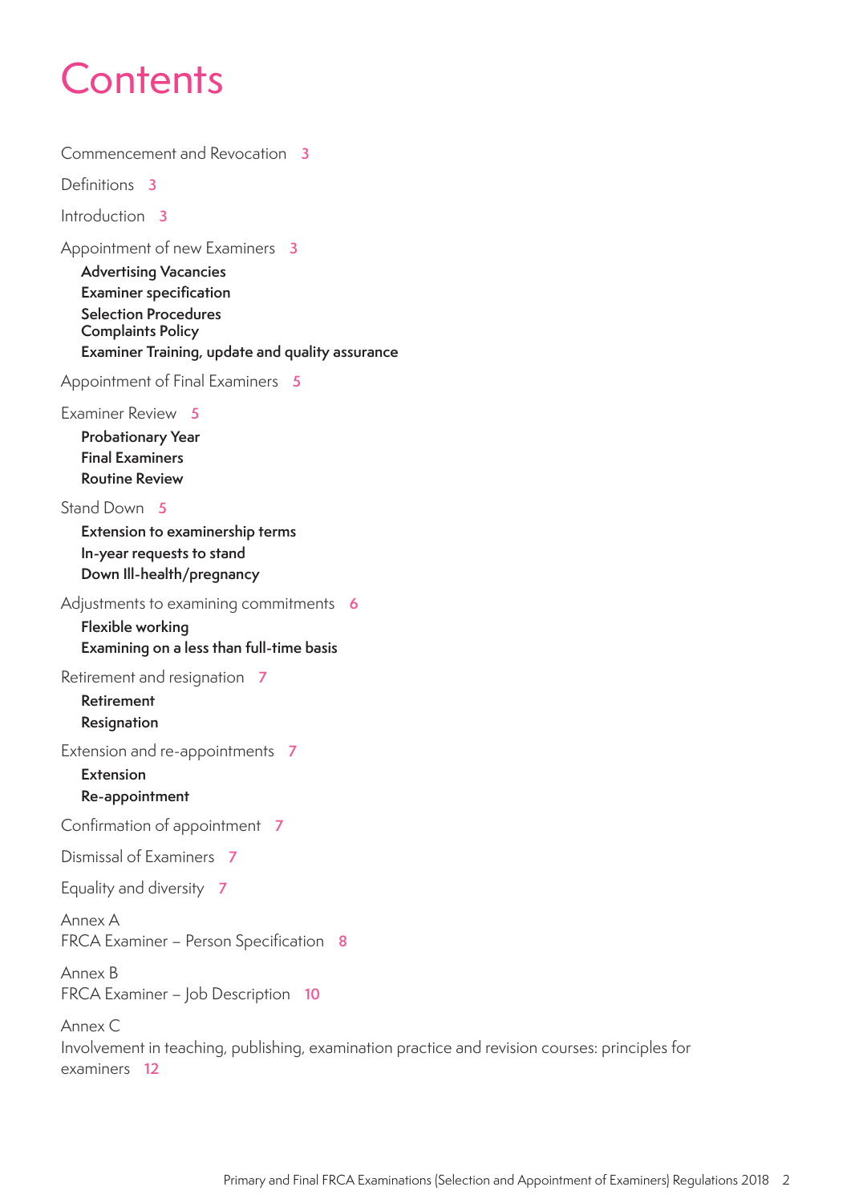# Contents

Commencement and Revocation 3

Definitions 3

Introduction 3

Appointment of new Examiners 3

- **Advertising Vacancies**
- **Examiner specification**
- **Selection Procedures**
- **Complaints Policy**
- **Examiner Training, update and quality assurance**

Appointment of Final Examiners 5

Examiner Review 5

- **Probationary Year**
- **Final Examiners**
- **Routine Review**

Stand Down 5

- **Extension to examinership terms**
- **In-year requests to stand**
- **Down Ill-health/pregnancy**

Adjustments to examining commitments 6

- **Flexible working**
- **Examining on a less than full-time basis**

Retirement and resignation 7

- **Retirement**
- **Resignation**

Extension and re-appointments 7

- **Extension**
- **Re-appointment**

Confirmation of appointment 7

Dismissal of Examiners 7

Equality and diversity 7

Annex A
FRCA Examiner – Person Specification 8

Annex B
FRCA Examiner – Job Description 10

Annex C
Involvement in teaching, publishing, examination practice and revision courses: principles for examiners 12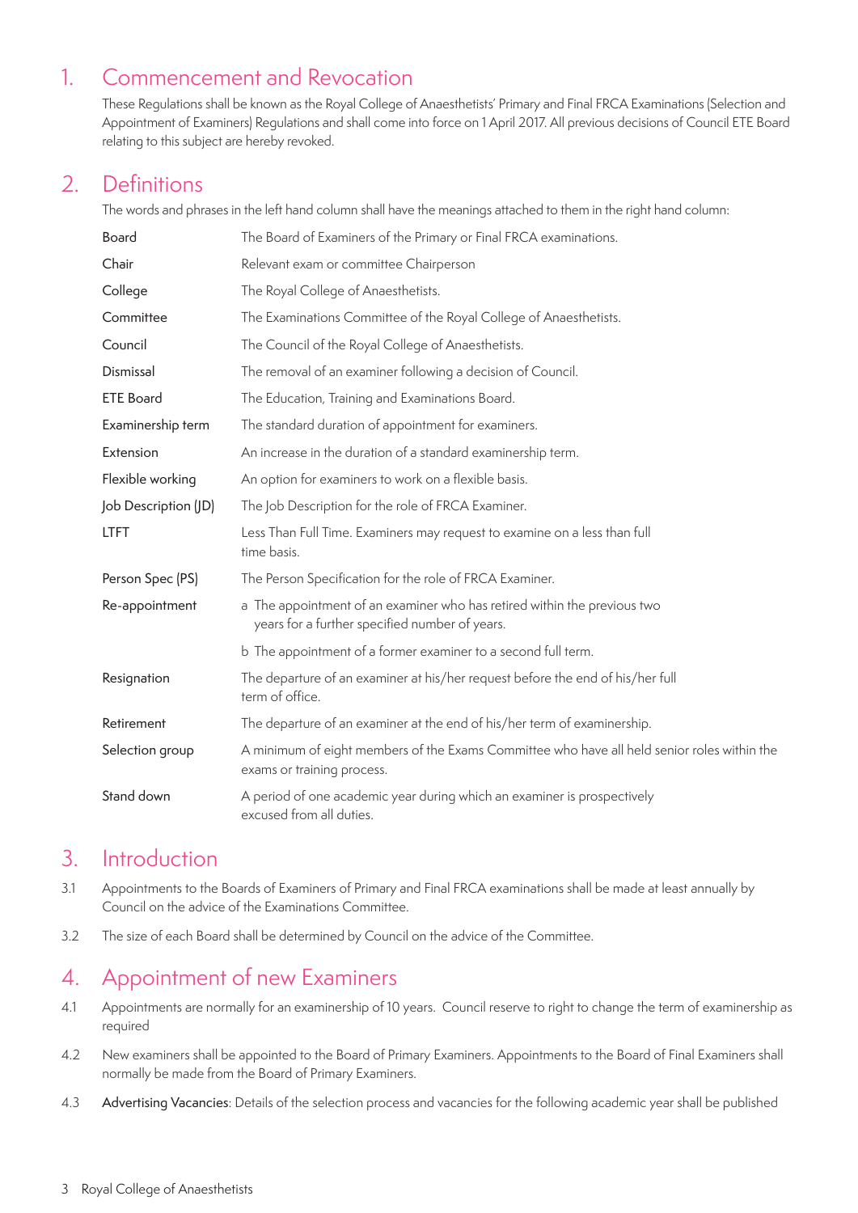## 1. Commencement and Revocation

These Regulations shall be known as the Royal College of Anaesthetists' Primary and Final FRCA Examinations (Selection and Appointment of Examiners) Regulations and shall come into force on 1 April 2017. All previous decisions of Council ETE Board relating to this subject are hereby revoked.

## 2. Definitions

The words and phrases in the left hand column shall have the meanings attached to them in the right hand column:

| | |
|---|---|
| Board | The Board of Examiners of the Primary or Final FRCA examinations. |
| Chair | Relevant exam or committee Chairperson |
| College | The Royal College of Anaesthetists. |
| Committee | The Examinations Committee of the Royal College of Anaesthetists. |
| Council | The Council of the Royal College of Anaesthetists. |
| Dismissal | The removal of an examiner following a decision of Council. |
| ETE Board | The Education, Training and Examinations Board. |
| Examinership term | The standard duration of appointment for examiners. |
| Extension | An increase in the duration of a standard examinership term. |
| Flexible working | An option for examiners to work on a flexible basis. |
| Job Description (JD) | The Job Description for the role of FRCA Examiner. |
| LTFT | Less Than Full Time. Examiners may request to examine on a less than full time basis. |
| Person Spec (PS) | The Person Specification for the role of FRCA Examiner. |
| Re-appointment | a The appointment of an examiner who has retired within the previous two years for a further specified number of years. |
| | b The appointment of a former examiner to a second full term. |
| Resignation | The departure of an examiner at his/her request before the end of his/her full term of office. |
| Retirement | The departure of an examiner at the end of his/her term of examinership. |
| Selection group | A minimum of eight members of the Exams Committee who have all held senior roles within the exams or training process. |
| Stand down | A period of one academic year during which an examiner is prospectively excused from all duties. |

## 3. Introduction

3.1 Appointments to the Boards of Examiners of Primary and Final FRCA examinations shall be made at least annually by Council on the advice of the Examinations Committee.

3.2 The size of each Board shall be determined by Council on the advice of the Committee.

## 4. Appointment of new Examiners

4.1 Appointments are normally for an examinership of 10 years. Council reserve to right to change the term of examinership as required

4.2 New examiners shall be appointed to the Board of Primary Examiners. Appointments to the Board of Final Examiners shall normally be made from the Board of Primary Examiners.

4.3 Advertising Vacancies: Details of the selection process and vacancies for the following academic year shall be published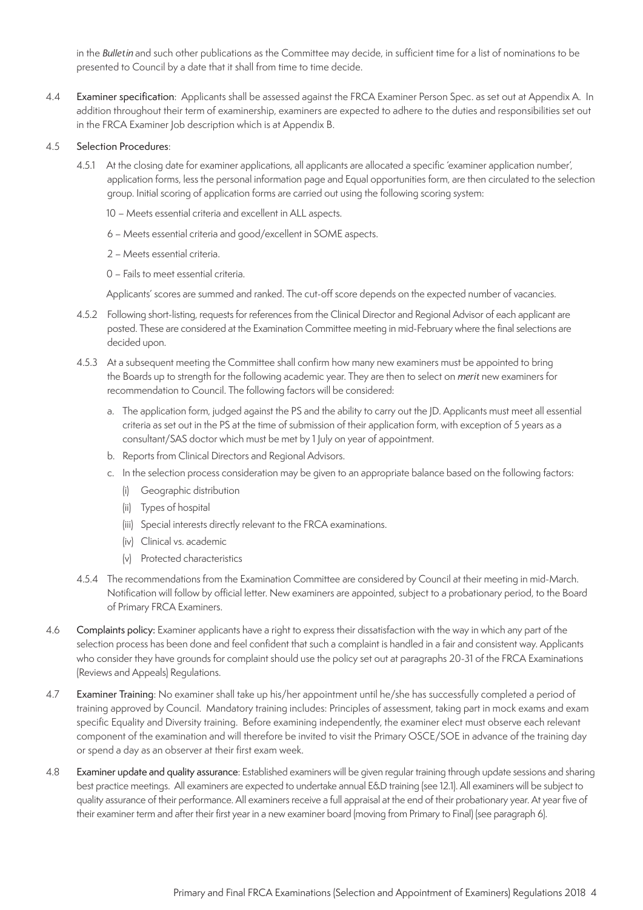in the *Bulletin* and such other publications as the Committee may decide, in sufficient time for a list of nominations to be presented to Council by a date that it shall from time to time decide.

4.4 **Examiner specification**: Applicants shall be assessed against the FRCA Examiner Person Spec. as set out at Appendix A. In addition throughout their term of examinership, examiners are expected to adhere to the duties and responsibilities set out in the FRCA Examiner Job description which is at Appendix B.

4.5 **Selection Procedures**:

4.5.1 At the closing date for examiner applications, all applicants are allocated a specific 'examiner application number', application forms, less the personal information page and Equal opportunities form, are then circulated to the selection group. Initial scoring of application forms are carried out using the following scoring system:

10 – Meets essential criteria and excellent in ALL aspects.

6 – Meets essential criteria and good/excellent in SOME aspects.

2 – Meets essential criteria.

0 – Fails to meet essential criteria.

Applicants' scores are summed and ranked. The cut-off score depends on the expected number of vacancies.

4.5.2 Following short-listing, requests for references from the Clinical Director and Regional Advisor of each applicant are posted. These are considered at the Examination Committee meeting in mid-February where the final selections are decided upon.

4.5.3 At a subsequent meeting the Committee shall confirm how many new examiners must be appointed to bring the Boards up to strength for the following academic year. They are then to select on *merit* new examiners for recommendation to Council. The following factors will be considered:

a. The application form, judged against the PS and the ability to carry out the JD. Applicants must meet all essential criteria as set out in the PS at the time of submission of their application form, with exception of 5 years as a consultant/SAS doctor which must be met by 1 July on year of appointment.

b. Reports from Clinical Directors and Regional Advisors.

c. In the selection process consideration may be given to an appropriate balance based on the following factors:

(i) Geographic distribution

(ii) Types of hospital

(iii) Special interests directly relevant to the FRCA examinations.

(iv) Clinical vs. academic

(v) Protected characteristics

4.5.4 The recommendations from the Examination Committee are considered by Council at their meeting in mid-March. Notification will follow by official letter. New examiners are appointed, subject to a probationary period, to the Board of Primary FRCA Examiners.

4.6 **Complaints policy:** Examiner applicants have a right to express their dissatisfaction with the way in which any part of the selection process has been done and feel confident that such a complaint is handled in a fair and consistent way. Applicants who consider they have grounds for complaint should use the policy set out at paragraphs 20-31 of the FRCA Examinations (Reviews and Appeals) Regulations.

4.7 **Examiner Training**: No examiner shall take up his/her appointment until he/she has successfully completed a period of training approved by Council. Mandatory training includes: Principles of assessment, taking part in mock exams and exam specific Equality and Diversity training. Before examining independently, the examiner elect must observe each relevant component of the examination and will therefore be invited to visit the Primary OSCE/SOE in advance of the training day or spend a day as an observer at their first exam week.

4.8 **Examiner update and quality assurance**: Established examiners will be given regular training through update sessions and sharing best practice meetings. All examiners are expected to undertake annual E&D training (see 12.1). All examiners will be subject to quality assurance of their performance. All examiners receive a full appraisal at the end of their probationary year. At year five of their examiner term and after their first year in a new examiner board (moving from Primary to Final) (see paragraph 6).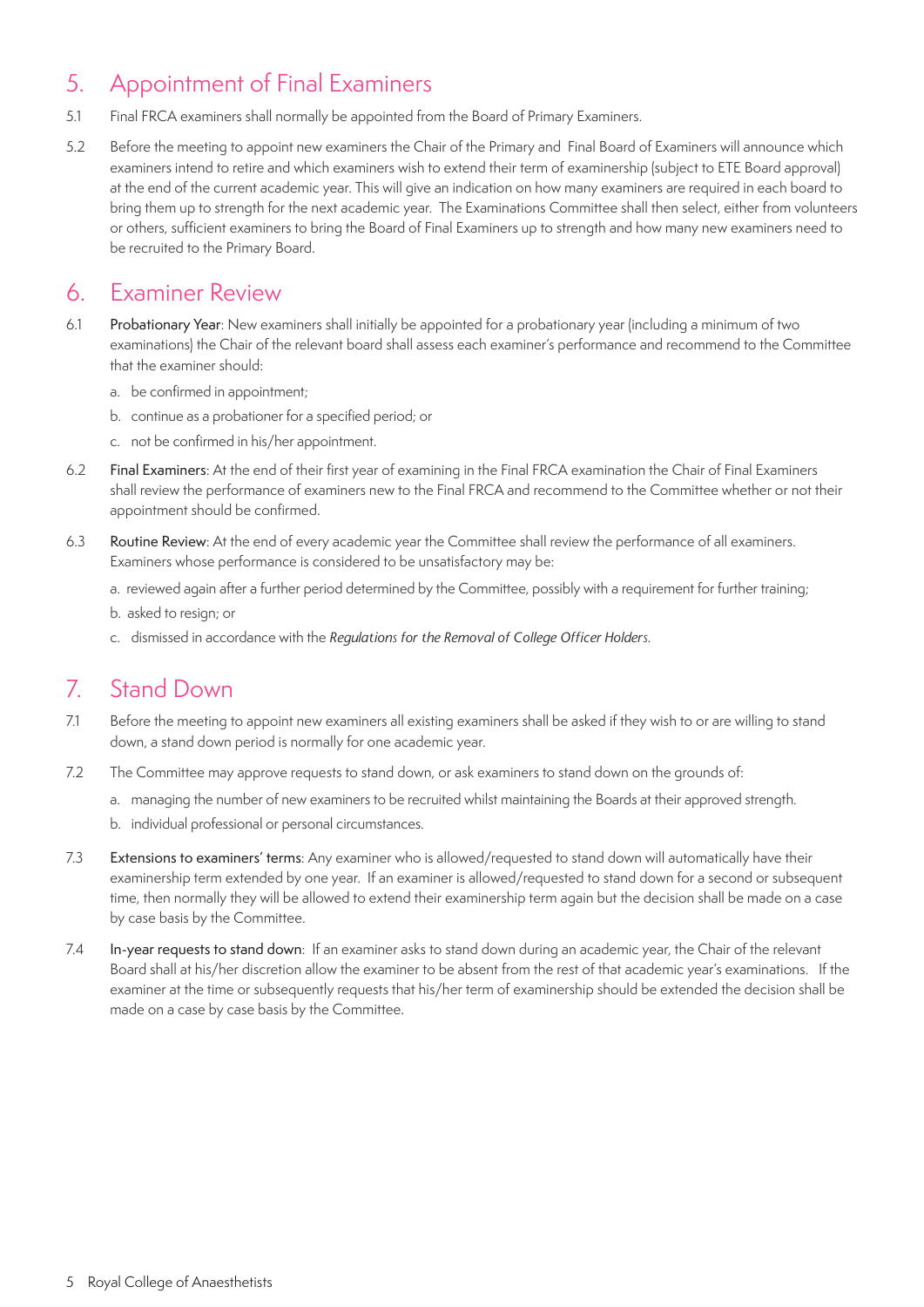## 5. Appointment of Final Examiners

5.1 Final FRCA examiners shall normally be appointed from the Board of Primary Examiners.

5.2 Before the meeting to appoint new examiners the Chair of the Primary and Final Board of Examiners will announce which examiners intend to retire and which examiners wish to extend their term of examinership (subject to ETE Board approval) at the end of the current academic year. This will give an indication on how many examiners are required in each board to bring them up to strength for the next academic year. The Examinations Committee shall then select, either from volunteers or others, sufficient examiners to bring the Board of Final Examiners up to strength and how many new examiners need to be recruited to the Primary Board.

## 6. Examiner Review

6.1 **Probationary Year**: New examiners shall initially be appointed for a probationary year (including a minimum of two examinations) the Chair of the relevant board shall assess each examiner's performance and recommend to the Committee that the examiner should:

a. be confirmed in appointment;

b. continue as a probationer for a specified period; or

c. not be confirmed in his/her appointment.

6.2 **Final Examiners**: At the end of their first year of examining in the Final FRCA examination the Chair of Final Examiners shall review the performance of examiners new to the Final FRCA and recommend to the Committee whether or not their appointment should be confirmed.

6.3 **Routine Review**: At the end of every academic year the Committee shall review the performance of all examiners. Examiners whose performance is considered to be unsatisfactory may be:

a. reviewed again after a further period determined by the Committee, possibly with a requirement for further training;

b. asked to resign; or

c. dismissed in accordance with the *Regulations for the Removal of College Officer Holders*.

## 7. Stand Down

7.1 Before the meeting to appoint new examiners all existing examiners shall be asked if they wish to or are willing to stand down, a stand down period is normally for one academic year.

7.2 The Committee may approve requests to stand down, or ask examiners to stand down on the grounds of:

a. managing the number of new examiners to be recruited whilst maintaining the Boards at their approved strength.

b. individual professional or personal circumstances.

7.3 **Extensions to examiners' terms**: Any examiner who is allowed/requested to stand down will automatically have their examinership term extended by one year. If an examiner is allowed/requested to stand down for a second or subsequent time, then normally they will be allowed to extend their examinership term again but the decision shall be made on a case by case basis by the Committee.

7.4 **In-year requests to stand down**: If an examiner asks to stand down during an academic year, the Chair of the relevant Board shall at his/her discretion allow the examiner to be absent from the rest of that academic year's examinations. If the examiner at the time or subsequently requests that his/her term of examinership should be extended the decision shall be made on a case by case basis by the Committee.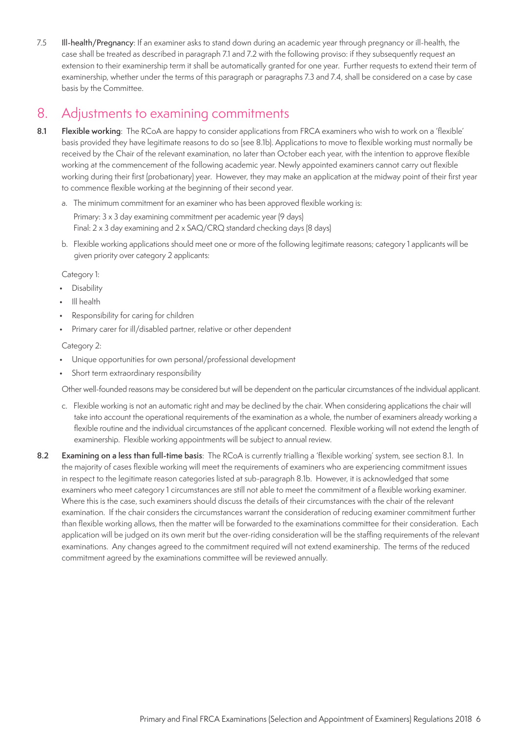7.5 **Ill-health/Pregnancy**: If an examiner asks to stand down during an academic year through pregnancy or ill-health, the case shall be treated as described in paragraph 7.1 and 7.2 with the following proviso: if they subsequently request an extension to their examinership term it shall be automatically granted for one year. Further requests to extend their term of examinership, whether under the terms of this paragraph or paragraphs 7.3 and 7.4, shall be considered on a case by case basis by the Committee.

## 8. Adjustments to examining commitments

**8.1** **Flexible working**: The RCoA are happy to consider applications from FRCA examiners who wish to work on a 'flexible' basis provided they have legitimate reasons to do so (see 8.1b). Applications to move to flexible working must normally be received by the Chair of the relevant examination, no later than October each year, with the intention to approve flexible working at the commencement of the following academic year. Newly appointed examiners cannot carry out flexible working during their first (probationary) year. However, they may make an application at the midway point of their first year to commence flexible working at the beginning of their second year.

a. The minimum commitment for an examiner who has been approved flexible working is:

   Primary: 3 x 3 day examining commitment per academic year (9 days)
   Final: 2 x 3 day examining and 2 x SAQ/CRQ standard checking days (8 days)

b. Flexible working applications should meet one or more of the following legitimate reasons; category 1 applicants will be given priority over category 2 applicants:

   Category 1:

   - Disability
   - Ill health
   - Responsibility for caring for children
   - Primary carer for ill/disabled partner, relative or other dependent

   Category 2:

   - Unique opportunities for own personal/professional development
   - Short term extraordinary responsibility

   Other well-founded reasons may be considered but will be dependent on the particular circumstances of the individual applicant.

c. Flexible working is not an automatic right and may be declined by the chair. When considering applications the chair will take into account the operational requirements of the examination as a whole, the number of examiners already working a flexible routine and the individual circumstances of the applicant concerned. Flexible working will not extend the length of examinership. Flexible working appointments will be subject to annual review.

**8.2** **Examining on a less than full-time basis**: The RCoA is currently trialling a 'flexible working' system, see section 8.1. In the majority of cases flexible working will meet the requirements of examiners who are experiencing commitment issues in respect to the legitimate reason categories listed at sub-paragraph 8.1b. However, it is acknowledged that some examiners who meet category 1 circumstances are still not able to meet the commitment of a flexible working examiner. Where this is the case, such examiners should discuss the details of their circumstances with the chair of the relevant examination. If the chair considers the circumstances warrant the consideration of reducing examiner commitment further than flexible working allows, then the matter will be forwarded to the examinations committee for their consideration. Each application will be judged on its own merit but the over-riding consideration will be the staffing requirements of the relevant examinations. Any changes agreed to the commitment required will not extend examinership. The terms of the reduced commitment agreed by the examinations committee will be reviewed annually.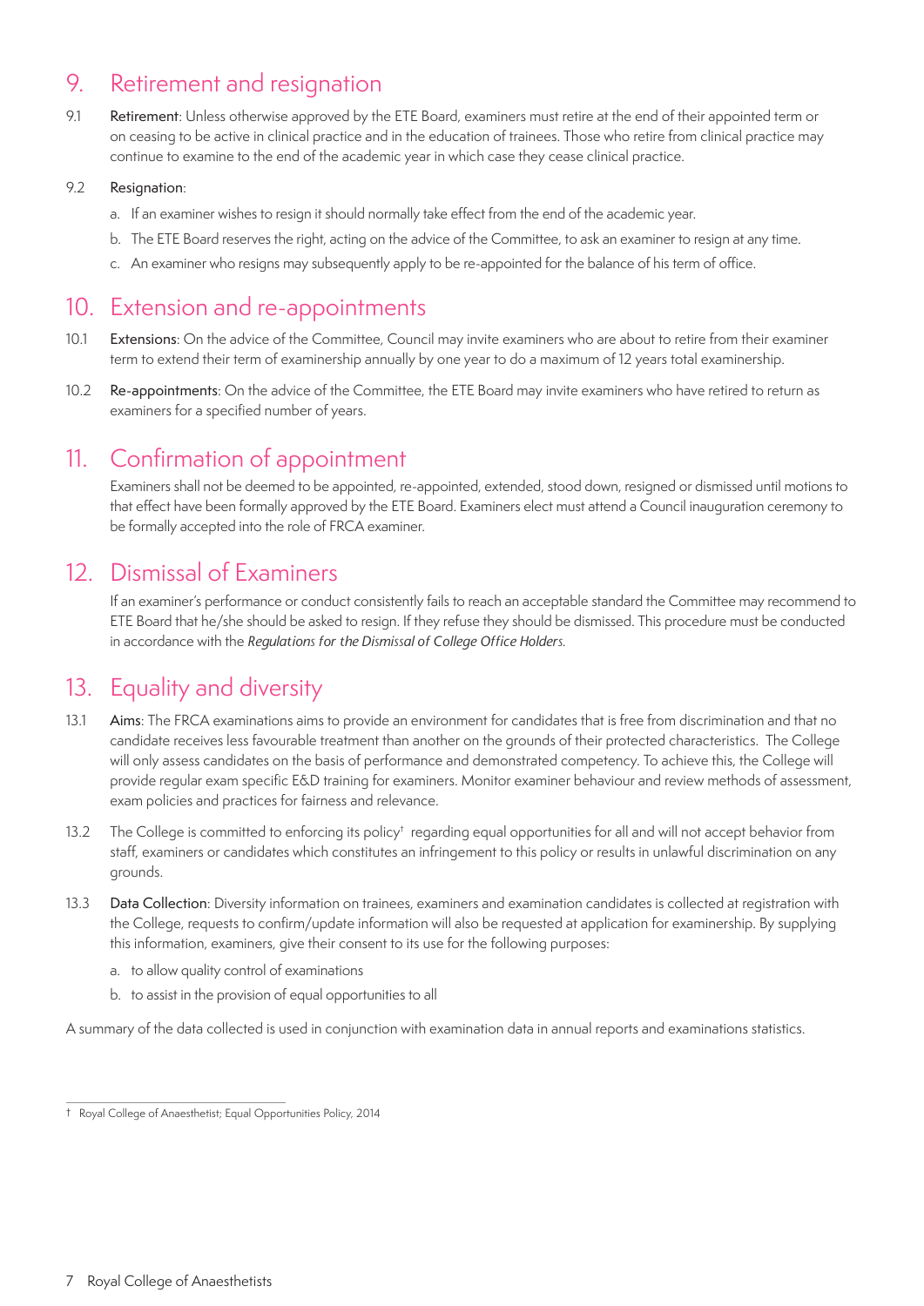## 9. Retirement and resignation

9.1 **Retirement**: Unless otherwise approved by the ETE Board, examiners must retire at the end of their appointed term or on ceasing to be active in clinical practice and in the education of trainees. Those who retire from clinical practice may continue to examine to the end of the academic year in which case they cease clinical practice.

9.2 **Resignation**:

a. If an examiner wishes to resign it should normally take effect from the end of the academic year.

b. The ETE Board reserves the right, acting on the advice of the Committee, to ask an examiner to resign at any time.

c. An examiner who resigns may subsequently apply to be re-appointed for the balance of his term of office.

## 10. Extension and re-appointments

10.1 **Extensions**: On the advice of the Committee, Council may invite examiners who are about to retire from their examiner term to extend their term of examinership annually by one year to do a maximum of 12 years total examinership.

10.2 **Re-appointments**: On the advice of the Committee, the ETE Board may invite examiners who have retired to return as examiners for a specified number of years.

## 11. Confirmation of appointment

Examiners shall not be deemed to be appointed, re-appointed, extended, stood down, resigned or dismissed until motions to that effect have been formally approved by the ETE Board. Examiners elect must attend a Council inauguration ceremony to be formally accepted into the role of FRCA examiner.

## 12. Dismissal of Examiners

If an examiner's performance or conduct consistently fails to reach an acceptable standard the Committee may recommend to ETE Board that he/she should be asked to resign. If they refuse they should be dismissed. This procedure must be conducted in accordance with the *Regulations for the Dismissal of College Office Holders*.

## 13. Equality and diversity

13.1 **Aims**: The FRCA examinations aims to provide an environment for candidates that is free from discrimination and that no candidate receives less favourable treatment than another on the grounds of their protected characteristics. The College will only assess candidates on the basis of performance and demonstrated competency. To achieve this, the College will provide regular exam specific E&D training for examiners. Monitor examiner behaviour and review methods of assessment, exam policies and practices for fairness and relevance.

13.2 The College is committed to enforcing its policy[†] regarding equal opportunities for all and will not accept behavior from staff, examiners or candidates which constitutes an infringement to this policy or results in unlawful discrimination on any grounds.

13.3 **Data Collection**: Diversity information on trainees, examiners and examination candidates is collected at registration with the College, requests to confirm/update information will also be requested at application for examinership. By supplying this information, examiners, give their consent to its use for the following purposes:

a. to allow quality control of examinations

b. to assist in the provision of equal opportunities to all

A summary of the data collected is used in conjunction with examination data in annual reports and examinations statistics.

---

† Royal College of Anaesthetist; Equal Opportunities Policy, 2014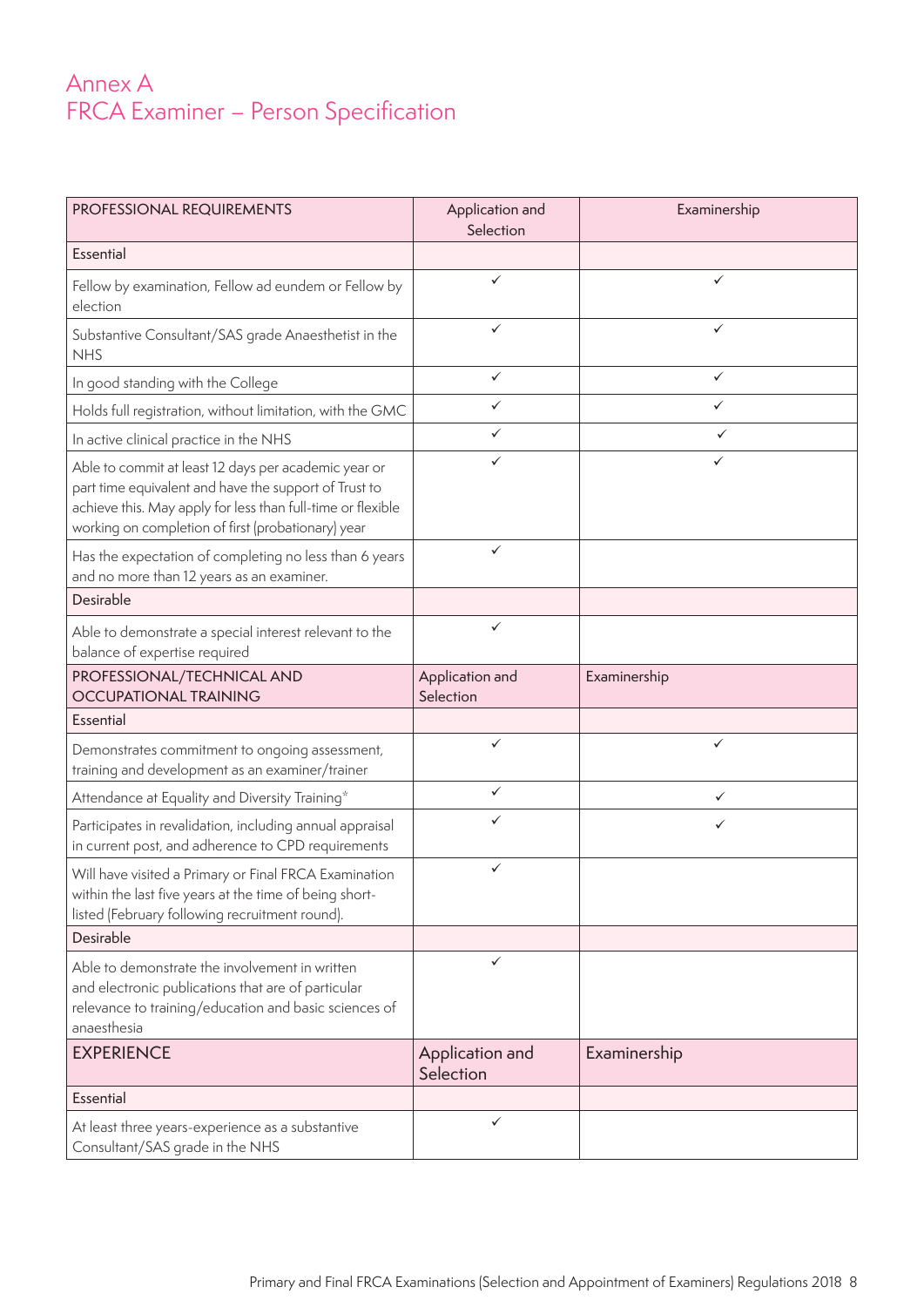# Annex A
# FRCA Examiner – Person Specification

| PROFESSIONAL REQUIREMENTS | Application and Selection | Examinership |
|---|---|---|
| Essential | | |
| Fellow by examination, Fellow ad eundem or Fellow by election | ✓ | ✓ |
| Substantive Consultant/SAS grade Anaesthetist in the NHS | ✓ | ✓ |
| In good standing with the College | ✓ | ✓ |
| Holds full registration, without limitation, with the GMC | ✓ | ✓ |
| In active clinical practice in the NHS | ✓ | ✓ |
| Able to commit at least 12 days per academic year or part time equivalent and have the support of Trust to achieve this. May apply for less than full-time or flexible working on completion of first (probationary) year | ✓ | ✓ |
| Has the expectation of completing no less than 6 years and no more than 12 years as an examiner. | ✓ | |
| Desirable | | |
| Able to demonstrate a special interest relevant to the balance of expertise required | ✓ | |
| PROFESSIONAL/TECHNICAL AND OCCUPATIONAL TRAINING | Application and Selection | Examinership |
| Essential | | |
| Demonstrates commitment to ongoing assessment, training and development as an examiner/trainer | ✓ | ✓ |
| Attendance at Equality and Diversity Training* | ✓ | ✓ |
| Participates in revalidation, including annual appraisal in current post, and adherence to CPD requirements | ✓ | ✓ |
| Will have visited a Primary or Final FRCA Examination within the last five years at the time of being short-listed (February following recruitment round). | ✓ | |
| Desirable | | |
| Able to demonstrate the involvement in written and electronic publications that are of particular relevance to training/education and basic sciences of anaesthesia | ✓ | |
| EXPERIENCE | Application and Selection | Examinership |
| Essential | | |
| At least three years-experience as a substantive Consultant/SAS grade in the NHS | ✓ | |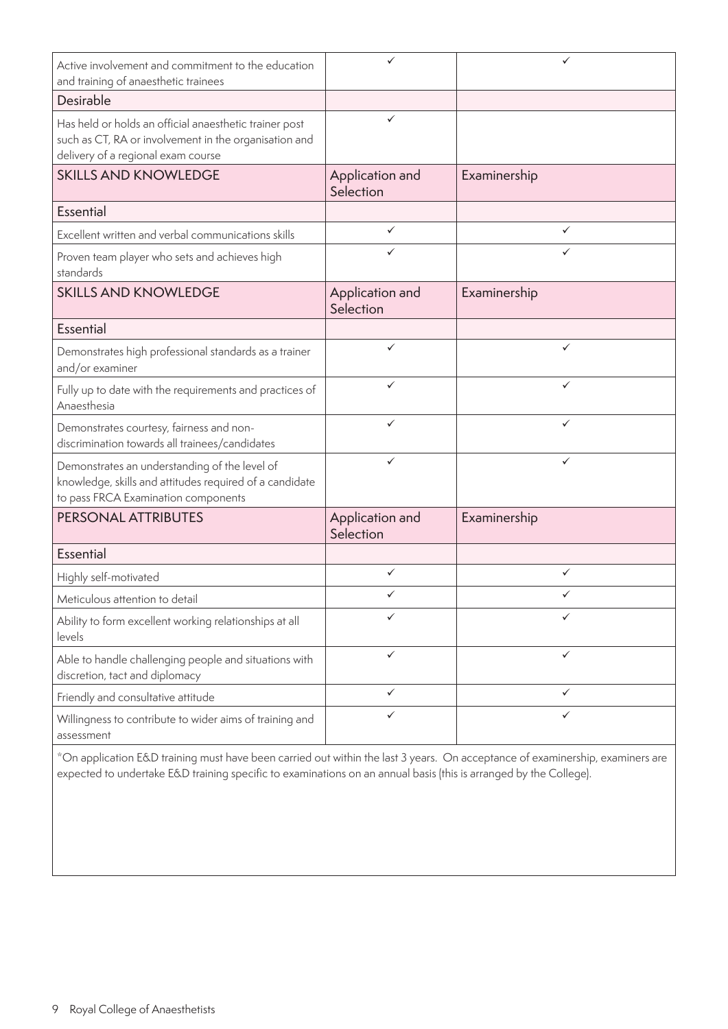| | | |
|---|---|---|
| Active involvement and commitment to the education and training of anaesthetic trainees | ✓ | ✓ |
| Desirable | | |
| Has held or holds an official anaesthetic trainer post such as CT, RA or involvement in the organisation and delivery of a regional exam course | ✓ | |
| SKILLS AND KNOWLEDGE | Application and Selection | Examinership |
| Essential | | |
| Excellent written and verbal communications skills | ✓ | ✓ |
| Proven team player who sets and achieves high standards | ✓ | ✓ |
| SKILLS AND KNOWLEDGE | Application and Selection | Examinership |
| Essential | | |
| Demonstrates high professional standards as a trainer and/or examiner | ✓ | ✓ |
| Fully up to date with the requirements and practices of Anaesthesia | ✓ | ✓ |
| Demonstrates courtesy, fairness and non-discrimination towards all trainees/candidates | ✓ | ✓ |
| Demonstrates an understanding of the level of knowledge, skills and attitudes required of a candidate to pass FRCA Examination components | ✓ | ✓ |
| PERSONAL ATTRIBUTES | Application and Selection | Examinership |
| Essential | | |
| Highly self-motivated | ✓ | ✓ |
| Meticulous attention to detail | ✓ | ✓ |
| Ability to form excellent working relationships at all levels | ✓ | ✓ |
| Able to handle challenging people and situations with discretion, tact and diplomacy | ✓ | ✓ |
| Friendly and consultative attitude | ✓ | ✓ |
| Willingness to contribute to wider aims of training and assessment | ✓ | ✓ |

*On application E&D training must have been carried out within the last 3 years. On acceptance of examinership, examiners are expected to undertake E&D training specific to examinations on an annual basis (this is arranged by the College).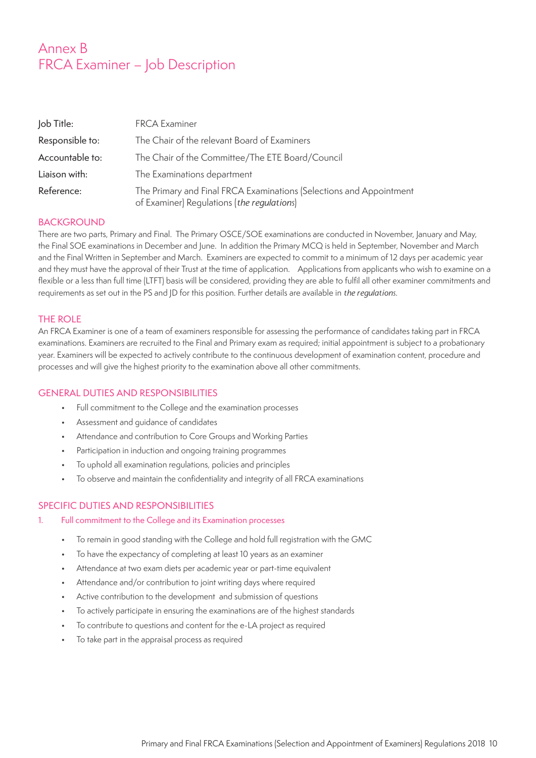# Annex B
# FRCA Examiner – Job Description

| | |
|---|---|
| Job Title: | FRCA Examiner |
| Responsible to: | The Chair of the relevant Board of Examiners |
| Accountable to: | The Chair of the Committee/The ETE Board/Council |
| Liaison with: | The Examinations department |
| Reference: | The Primary and Final FRCA Examinations (Selections and Appointment of Examiner) Regulations (*the regulations*) |

## BACKGROUND

There are two parts, Primary and Final. The Primary OSCE/SOE examinations are conducted in November, January and May, the Final SOE examinations in December and June. In addition the Primary MCQ is held in September, November and March and the Final Written in September and March. Examiners are expected to commit to a minimum of 12 days per academic year and they must have the approval of their Trust at the time of application. Applications from applicants who wish to examine on a flexible or a less than full time (LTFT) basis will be considered, providing they are able to fulfil all other examiner commitments and requirements as set out in the PS and JD for this position. Further details are available in *the regulations*.

## THE ROLE

An FRCA Examiner is one of a team of examiners responsible for assessing the performance of candidates taking part in FRCA examinations. Examiners are recruited to the Final and Primary exam as required; initial appointment is subject to a probationary year. Examiners will be expected to actively contribute to the continuous development of examination content, procedure and processes and will give the highest priority to the examination above all other commitments.

## GENERAL DUTIES AND RESPONSIBILITIES

- Full commitment to the College and the examination processes
- Assessment and guidance of candidates
- Attendance and contribution to Core Groups and Working Parties
- Participation in induction and ongoing training programmes
- To uphold all examination regulations, policies and principles
- To observe and maintain the confidentiality and integrity of all FRCA examinations

## SPECIFIC DUTIES AND RESPONSIBILITIES

### 1. Full commitment to the College and its Examination processes

- To remain in good standing with the College and hold full registration with the GMC
- To have the expectancy of completing at least 10 years as an examiner
- Attendance at two exam diets per academic year or part-time equivalent
- Attendance and/or contribution to joint writing days where required
- Active contribution to the development and submission of questions
- To actively participate in ensuring the examinations are of the highest standards
- To contribute to questions and content for the e-LA project as required
- To take part in the appraisal process as required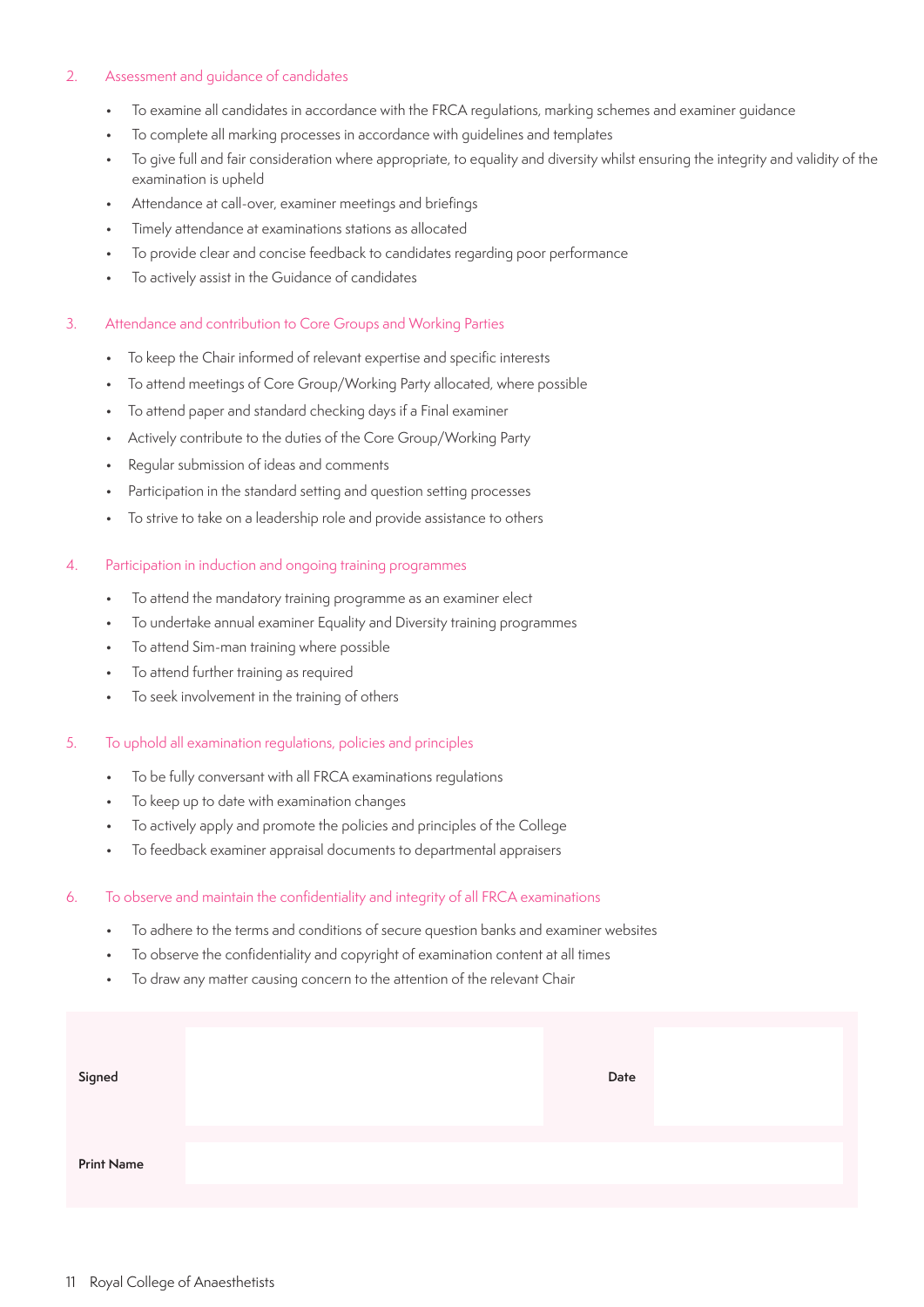2. Assessment and guidance of candidates

- To examine all candidates in accordance with the FRCA regulations, marking schemes and examiner guidance
- To complete all marking processes in accordance with guidelines and templates
- To give full and fair consideration where appropriate, to equality and diversity whilst ensuring the integrity and validity of the examination is upheld
- Attendance at call-over, examiner meetings and briefings
- Timely attendance at examinations stations as allocated
- To provide clear and concise feedback to candidates regarding poor performance
- To actively assist in the Guidance of candidates

3. Attendance and contribution to Core Groups and Working Parties

- To keep the Chair informed of relevant expertise and specific interests
- To attend meetings of Core Group/Working Party allocated, where possible
- To attend paper and standard checking days if a Final examiner
- Actively contribute to the duties of the Core Group/Working Party
- Regular submission of ideas and comments
- Participation in the standard setting and question setting processes
- To strive to take on a leadership role and provide assistance to others

4. Participation in induction and ongoing training programmes

- To attend the mandatory training programme as an examiner elect
- To undertake annual examiner Equality and Diversity training programmes
- To attend Sim-man training where possible
- To attend further training as required
- To seek involvement in the training of others

5. To uphold all examination regulations, policies and principles

- To be fully conversant with all FRCA examinations regulations
- To keep up to date with examination changes
- To actively apply and promote the policies and principles of the College
- To feedback examiner appraisal documents to departmental appraisers

6. To observe and maintain the confidentiality and integrity of all FRCA examinations

- To adhere to the terms and conditions of secure question banks and examiner websites
- To observe the confidentiality and copyright of examination content at all times
- To draw any matter causing concern to the attention of the relevant Chair

| **Signed** | | **Date** | |
|---|---|---|---|
| **Print Name** | | | |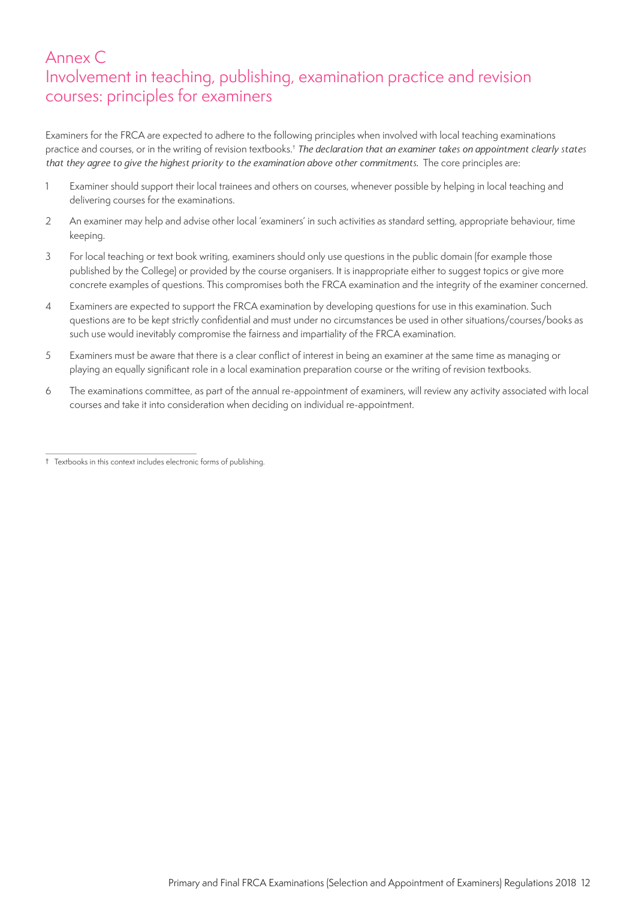# Annex C
## Involvement in teaching, publishing, examination practice and revision courses: principles for examiners

Examiners for the FRCA are expected to adhere to the following principles when involved with local teaching examinations practice and courses, or in the writing of revision textbooks.† *The declaration that an examiner takes on appointment clearly states that they agree to give the highest priority to the examination above other commitments.* The core principles are:

1. Examiner should support their local trainees and others on courses, whenever possible by helping in local teaching and delivering courses for the examinations.
2. An examiner may help and advise other local 'examiners' in such activities as standard setting, appropriate behaviour, time keeping.
3. For local teaching or text book writing, examiners should only use questions in the public domain (for example those published by the College) or provided by the course organisers. It is inappropriate either to suggest topics or give more concrete examples of questions. This compromises both the FRCA examination and the integrity of the examiner concerned.
4. Examiners are expected to support the FRCA examination by developing questions for use in this examination. Such questions are to be kept strictly confidential and must under no circumstances be used in other situations/courses/books as such use would inevitably compromise the fairness and impartiality of the FRCA examination.
5. Examiners must be aware that there is a clear conflict of interest in being an examiner at the same time as managing or playing an equally significant role in a local examination preparation course or the writing of revision textbooks.
6. The examinations committee, as part of the annual re-appointment of examiners, will review any activity associated with local courses and take it into consideration when deciding on individual re-appointment.

---

† Textbooks in this context includes electronic forms of publishing.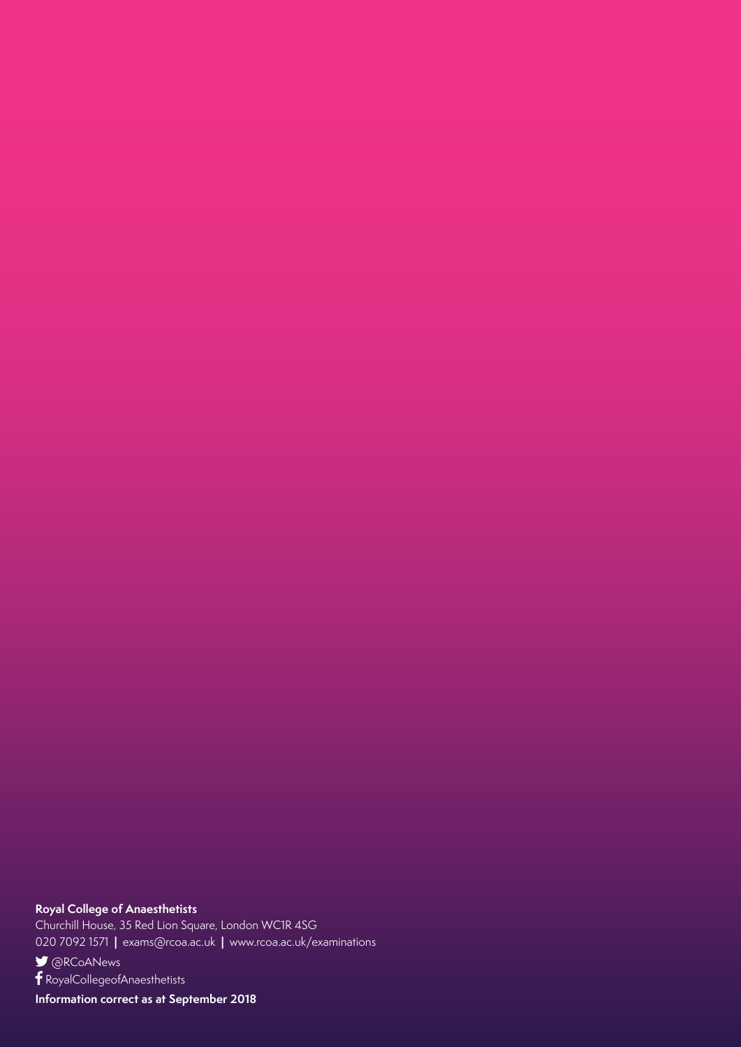**Royal College of Anaesthetists**

Churchill House, 35 Red Lion Square, London WC1R 4SG

020 7092 1571 | exams@rcoa.ac.uk | www.rcoa.ac.uk/examinations

@RCoANews

RoyalCollegeofAnaesthetists

**Information correct as at September 2018**